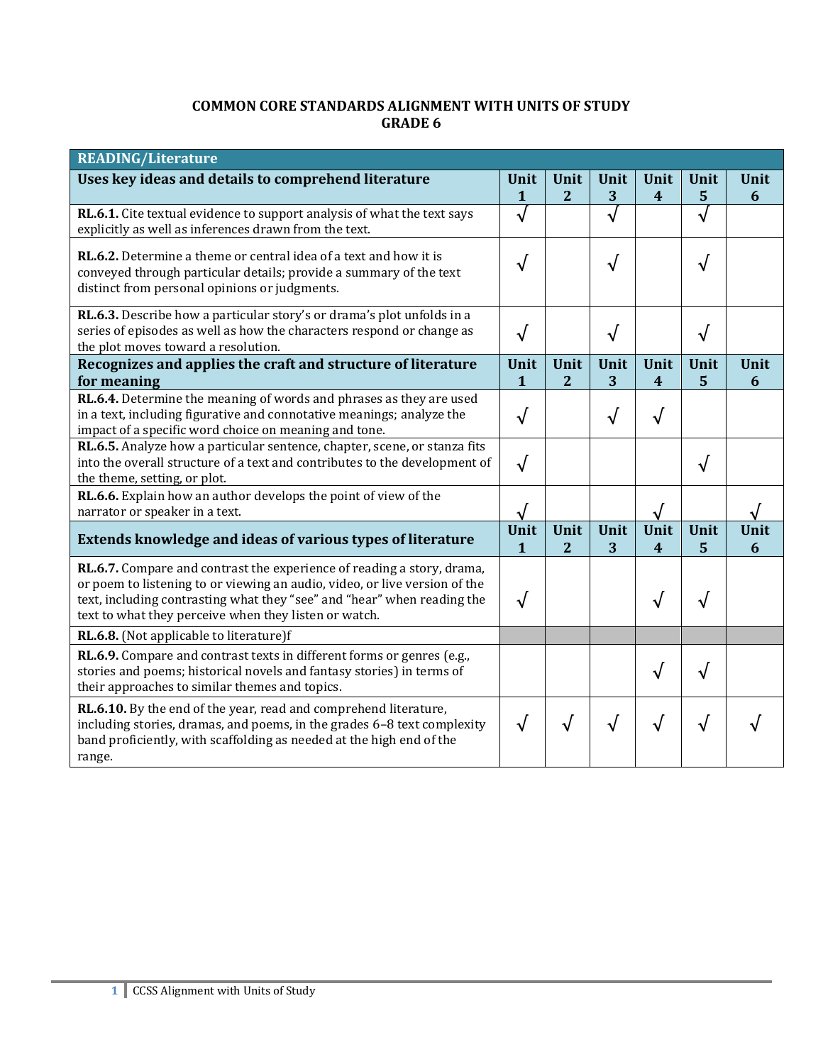# COMMON CORE STANDARDS ALIGNMENT WITH UNITS OF STUDY
## GRADE 6

| READING/Literature | | | | | | |
|---|---|---|---|---|---|---|
| **Uses key ideas and details to comprehend literature** | **Unit 1** | **Unit 2** | **Unit 3** | **Unit 4** | **Unit 5** | **Unit 6** |
| **RL.6.1.** Cite textual evidence to support analysis of what the text says explicitly as well as inferences drawn from the text. | √ | | √ | | √ | |
| **RL.6.2.** Determine a theme or central idea of a text and how it is conveyed through particular details; provide a summary of the text distinct from personal opinions or judgments. | √ | | √ | | √ | |
| **RL.6.3.** Describe how a particular story's or drama's plot unfolds in a series of episodes as well as how the characters respond or change as the plot moves toward a resolution. | √ | | √ | | √ | |
| **Recognizes and applies the craft and structure of literature for meaning** | **Unit 1** | **Unit 2** | **Unit 3** | **Unit 4** | **Unit 5** | **Unit 6** |
| **RL.6.4.** Determine the meaning of words and phrases as they are used in a text, including figurative and connotative meanings; analyze the impact of a specific word choice on meaning and tone. | √ | | √ | √ | | |
| **RL.6.5.** Analyze how a particular sentence, chapter, scene, or stanza fits into the overall structure of a text and contributes to the development of the theme, setting, or plot. | √ | | | | √ | |
| **RL.6.6.** Explain how an author develops the point of view of the narrator or speaker in a text. | √ | | | √ | | √ |
| **Extends knowledge and ideas of various types of literature** | **Unit 1** | **Unit 2** | **Unit 3** | **Unit 4** | **Unit 5** | **Unit 6** |
| **RL.6.7.** Compare and contrast the experience of reading a story, drama, or poem to listening to or viewing an audio, video, or live version of the text, including contrasting what they "see" and "hear" when reading the text to what they perceive when they listen or watch. | √ | | | √ | √ | |
| **RL.6.8.** (Not applicable to literature)f | | | | | | |
| **RL.6.9.** Compare and contrast texts in different forms or genres (e.g., stories and poems; historical novels and fantasy stories) in terms of their approaches to similar themes and topics. | | | | √ | √ | |
| **RL.6.10.** By the end of the year, read and comprehend literature, including stories, dramas, and poems, in the grades 6–8 text complexity band proficiently, with scaffolding as needed at the high end of the range. | √ | √ | √ | √ | √ | √ |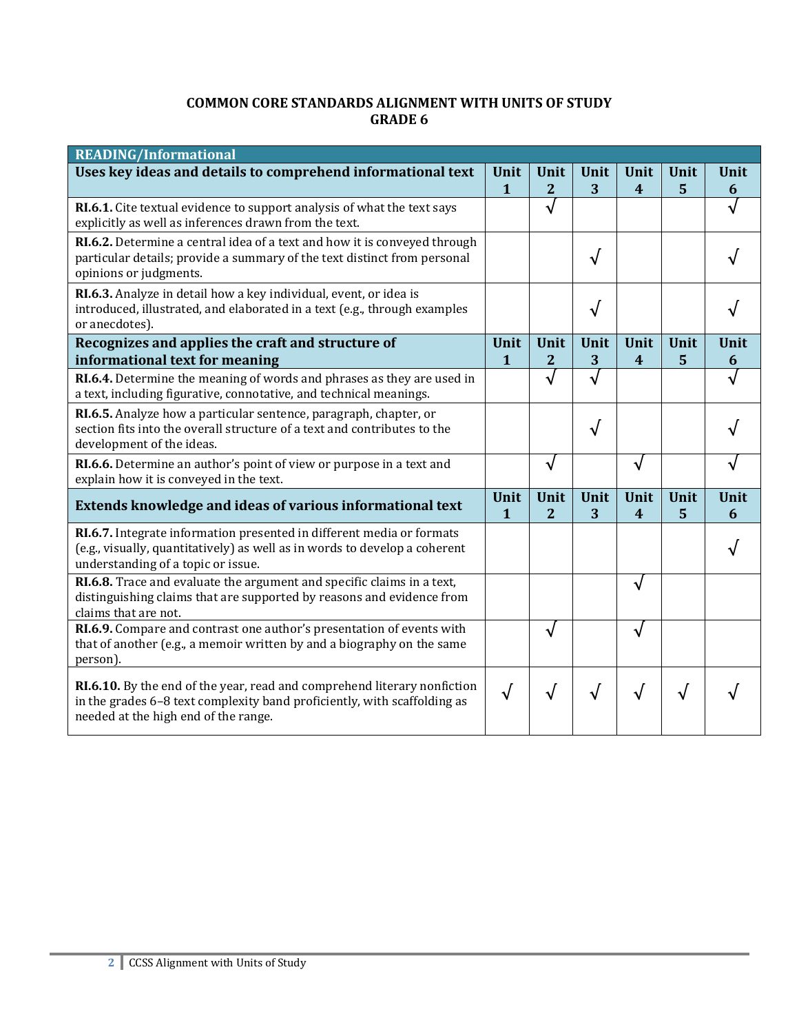**COMMON CORE STANDARDS ALIGNMENT WITH UNITS OF STUDY**
**GRADE 6**

| READING/Informational | | | | | | |
|---|---|---|---|---|---|---|
| **Uses key ideas and details to comprehend informational text** | **Unit 1** | **Unit 2** | **Unit 3** | **Unit 4** | **Unit 5** | **Unit 6** |
| **RI.6.1.** Cite textual evidence to support analysis of what the text says explicitly as well as inferences drawn from the text. | | √ | | | | √ |
| **RI.6.2.** Determine a central idea of a text and how it is conveyed through particular details; provide a summary of the text distinct from personal opinions or judgments. | | | √ | | | √ |
| **RI.6.3.** Analyze in detail how a key individual, event, or idea is introduced, illustrated, and elaborated in a text (e.g., through examples or anecdotes). | | | √ | | | √ |
| **Recognizes and applies the craft and structure of informational text for meaning** | **Unit 1** | **Unit 2** | **Unit 3** | **Unit 4** | **Unit 5** | **Unit 6** |
| **RI.6.4.** Determine the meaning of words and phrases as they are used in a text, including figurative, connotative, and technical meanings. | | √ | √ | | | √ |
| **RI.6.5.** Analyze how a particular sentence, paragraph, chapter, or section fits into the overall structure of a text and contributes to the development of the ideas. | | | √ | | | √ |
| **RI.6.6.** Determine an author's point of view or purpose in a text and explain how it is conveyed in the text. | | √ | | √ | | √ |
| **Extends knowledge and ideas of various informational text** | **Unit 1** | **Unit 2** | **Unit 3** | **Unit 4** | **Unit 5** | **Unit 6** |
| **RI.6.7.** Integrate information presented in different media or formats (e.g., visually, quantitatively) as well as in words to develop a coherent understanding of a topic or issue. | | | | | | √ |
| **RI.6.8.** Trace and evaluate the argument and specific claims in a text, distinguishing claims that are supported by reasons and evidence from claims that are not. | | | | √ | | |
| **RI.6.9.** Compare and contrast one author's presentation of events with that of another (e.g., a memoir written by and a biography on the same person). | | √ | | √ | | |
| **RI.6.10.** By the end of the year, read and comprehend literary nonfiction in the grades 6–8 text complexity band proficiently, with scaffolding as needed at the high end of the range. | √ | √ | √ | √ | √ | √ |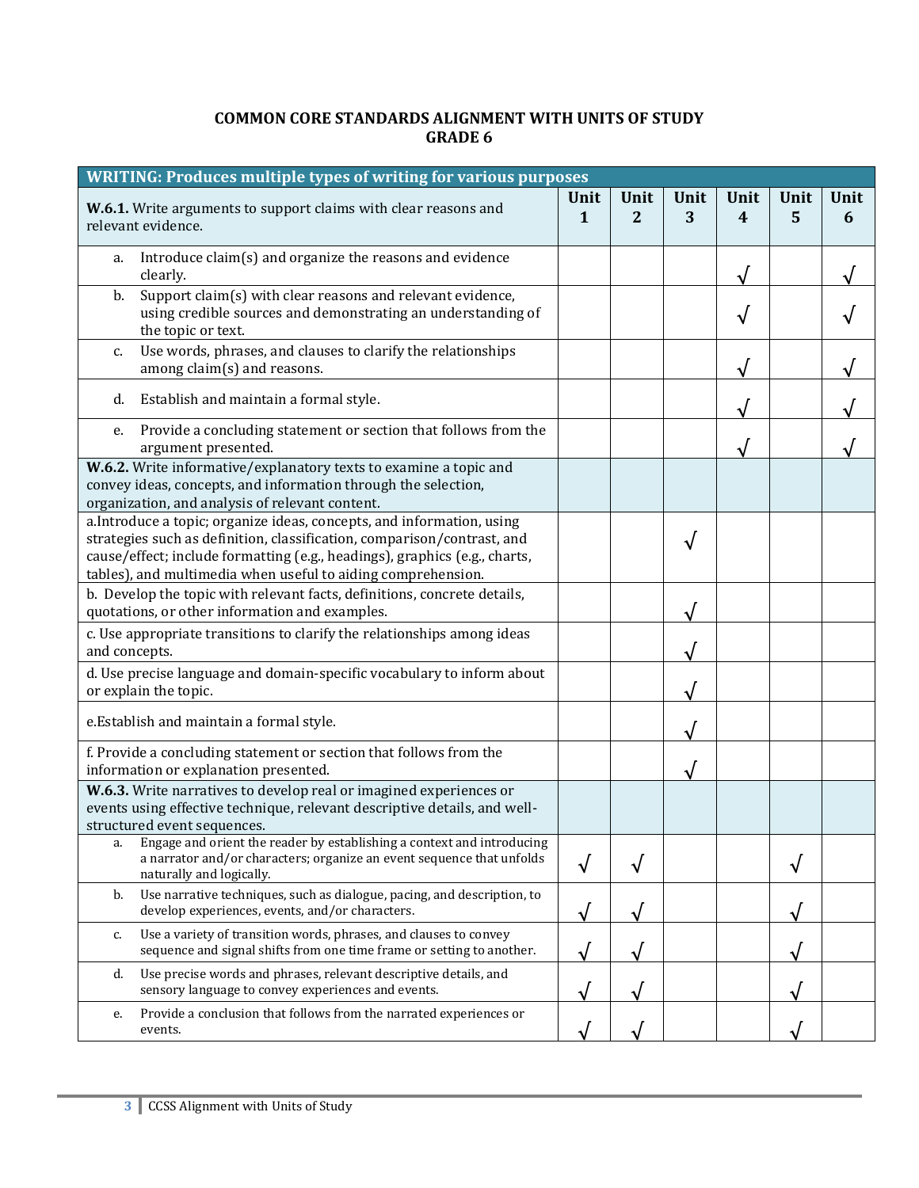# COMMON CORE STANDARDS ALIGNMENT WITH UNITS OF STUDY
## GRADE 6

| WRITING: Produces multiple types of writing for various purposes | | | | | | |
|---|---|---|---|---|---|---|
| **W.6.1.** Write arguments to support claims with clear reasons and relevant evidence. | **Unit 1** | **Unit 2** | **Unit 3** | **Unit 4** | **Unit 5** | **Unit 6** |
| a. Introduce claim(s) and organize the reasons and evidence clearly. | | | | √ | | √ |
| b. Support claim(s) with clear reasons and relevant evidence, using credible sources and demonstrating an understanding of the topic or text. | | | | √ | | √ |
| c. Use words, phrases, and clauses to clarify the relationships among claim(s) and reasons. | | | | √ | | √ |
| d. Establish and maintain a formal style. | | | | √ | | √ |
| e. Provide a concluding statement or section that follows from the argument presented. | | | | √ | | √ |
| **W.6.2.** Write informative/explanatory texts to examine a topic and convey ideas, concepts, and information through the selection, organization, and analysis of relevant content. | | | | | | |
| a.Introduce a topic; organize ideas, concepts, and information, using strategies such as definition, classification, comparison/contrast, and cause/effect; include formatting (e.g., headings), graphics (e.g., charts, tables), and multimedia when useful to aiding comprehension. | | | √ | | | |
| b. Develop the topic with relevant facts, definitions, concrete details, quotations, or other information and examples. | | | √ | | | |
| c. Use appropriate transitions to clarify the relationships among ideas and concepts. | | | √ | | | |
| d. Use precise language and domain-specific vocabulary to inform about or explain the topic. | | | √ | | | |
| e.Establish and maintain a formal style. | | | √ | | | |
| f. Provide a concluding statement or section that follows from the information or explanation presented. | | | √ | | | |
| **W.6.3.** Write narratives to develop real or imagined experiences or events using effective technique, relevant descriptive details, and well-structured event sequences. | | | | | | |
| a. Engage and orient the reader by establishing a context and introducing a narrator and/or characters; organize an event sequence that unfolds naturally and logically. | √ | √ | | | √ | |
| b. Use narrative techniques, such as dialogue, pacing, and description, to develop experiences, events, and/or characters. | √ | √ | | | √ | |
| c. Use a variety of transition words, phrases, and clauses to convey sequence and signal shifts from one time frame or setting to another. | √ | √ | | | √ | |
| d. Use precise words and phrases, relevant descriptive details, and sensory language to convey experiences and events. | √ | √ | | | √ | |
| e. Provide a conclusion that follows from the narrated experiences or events. | √ | √ | | | √ | |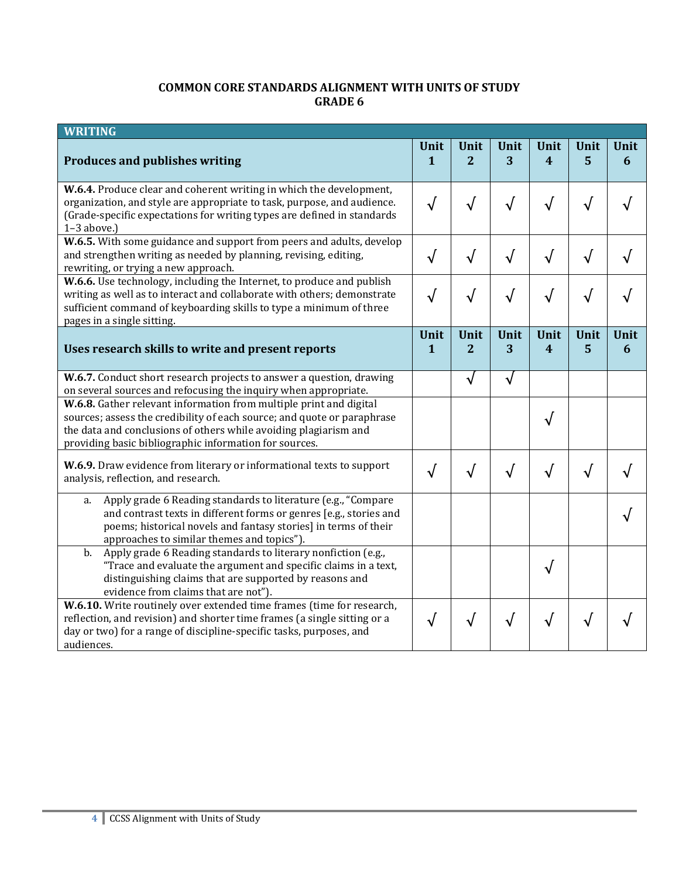**COMMON CORE STANDARDS ALIGNMENT WITH UNITS OF STUDY**
**GRADE 6**

| WRITING | | | | | | |
|---|---|---|---|---|---|---|
| **Produces and publishes writing** | **Unit 1** | **Unit 2** | **Unit 3** | **Unit 4** | **Unit 5** | **Unit 6** |
| **W.6.4.** Produce clear and coherent writing in which the development, organization, and style are appropriate to task, purpose, and audience. (Grade-specific expectations for writing types are defined in standards 1–3 above.) | √ | √ | √ | √ | √ | √ |
| **W.6.5.** With some guidance and support from peers and adults, develop and strengthen writing as needed by planning, revising, editing, rewriting, or trying a new approach. | √ | √ | √ | √ | √ | √ |
| **W.6.6.** Use technology, including the Internet, to produce and publish writing as well as to interact and collaborate with others; demonstrate sufficient command of keyboarding skills to type a minimum of three pages in a single sitting. | √ | √ | √ | √ | √ | √ |
| **Uses research skills to write and present reports** | **Unit 1** | **Unit 2** | **Unit 3** | **Unit 4** | **Unit 5** | **Unit 6** |
| **W.6.7.** Conduct short research projects to answer a question, drawing on several sources and refocusing the inquiry when appropriate. | | √ | √ | | | |
| **W.6.8.** Gather relevant information from multiple print and digital sources; assess the credibility of each source; and quote or paraphrase the data and conclusions of others while avoiding plagiarism and providing basic bibliographic information for sources. | | | | √ | | |
| **W.6.9.** Draw evidence from literary or informational texts to support analysis, reflection, and research. | √ | √ | √ | √ | √ | √ |
| a. Apply grade 6 Reading standards to literature (e.g., "Compare and contrast texts in different forms or genres [e.g., stories and poems; historical novels and fantasy stories] in terms of their approaches to similar themes and topics"). | | | | | | √ |
| b. Apply grade 6 Reading standards to literary nonfiction (e.g., "Trace and evaluate the argument and specific claims in a text, distinguishing claims that are supported by reasons and evidence from claims that are not"). | | | | √ | | |
| **W.6.10.** Write routinely over extended time frames (time for research, reflection, and revision) and shorter time frames (a single sitting or a day or two) for a range of discipline-specific tasks, purposes, and audiences. | √ | √ | √ | √ | √ | √ |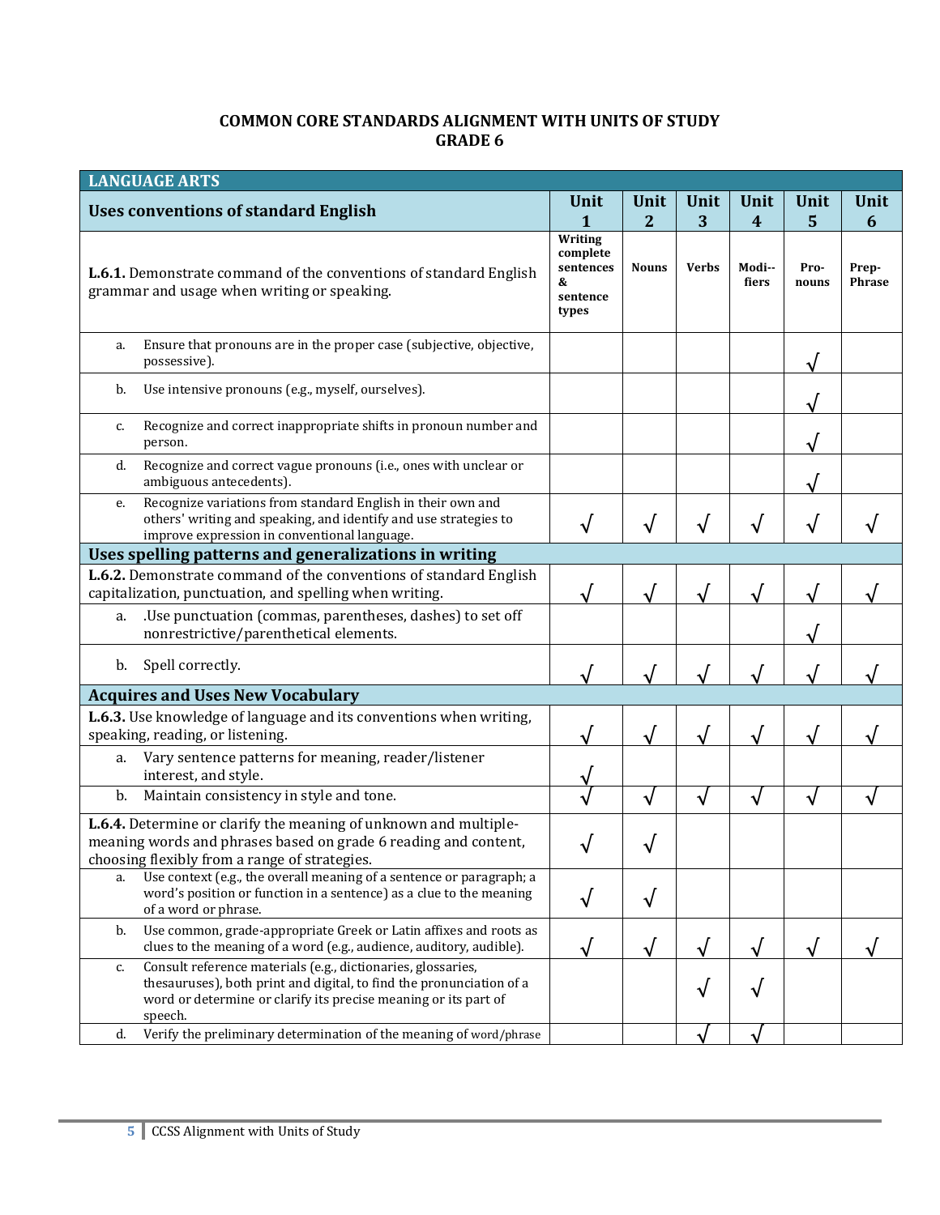**COMMON CORE STANDARDS ALIGNMENT WITH UNITS OF STUDY**
**GRADE 6**

| LANGUAGE ARTS | | | | | | |
|---|---|---|---|---|---|---|
| **Uses conventions of standard English** | **Unit 1** | **Unit 2** | **Unit 3** | **Unit 4** | **Unit 5** | **Unit 6** |
| **L.6.1.** Demonstrate command of the conventions of standard English grammar and usage when writing or speaking. | **Writing complete sentences & sentence types** | **Nouns** | **Verbs** | **Modi--fiers** | **Pro-nouns** | **Prep-Phrase** |
| a. Ensure that pronouns are in the proper case (subjective, objective, possessive). | | | | | √ | |
| b. Use intensive pronouns (e.g., myself, ourselves). | | | | | √ | |
| c. Recognize and correct inappropriate shifts in pronoun number and person. | | | | | √ | |
| d. Recognize and correct vague pronouns (i.e., ones with unclear or ambiguous antecedents). | | | | | √ | |
| e. Recognize variations from standard English in their own and others' writing and speaking, and identify and use strategies to improve expression in conventional language. | √ | √ | √ | √ | √ | √ |
| **Uses spelling patterns and generalizations in writing** | | | | | | |
| **L.6.2.** Demonstrate command of the conventions of standard English capitalization, punctuation, and spelling when writing. | √ | √ | √ | √ | √ | √ |
| a. .Use punctuation (commas, parentheses, dashes) to set off nonrestrictive/parenthetical elements. | | | | | √ | |
| b. Spell correctly. | √ | √ | √ | √ | √ | √ |
| **Acquires and Uses New Vocabulary** | | | | | | |
| **L.6.3.** Use knowledge of language and its conventions when writing, speaking, reading, or listening. | √ | √ | √ | √ | √ | √ |
| a. Vary sentence patterns for meaning, reader/listener interest, and style. | √ | | | | | |
| b. Maintain consistency in style and tone. | √ | √ | √ | √ | √ | √ |
| **L.6.4.** Determine or clarify the meaning of unknown and multiple-meaning words and phrases based on grade 6 reading and content, choosing flexibly from a range of strategies. | √ | √ | | | | |
| a. Use context (e.g., the overall meaning of a sentence or paragraph; a word's position or function in a sentence) as a clue to the meaning of a word or phrase. | √ | √ | | | | |
| b. Use common, grade-appropriate Greek or Latin affixes and roots as clues to the meaning of a word (e.g., audience, auditory, audible). | √ | √ | √ | √ | √ | √ |
| c. Consult reference materials (e.g., dictionaries, glossaries, thesauruses), both print and digital, to find the pronunciation of a word or determine or clarify its precise meaning or its part of speech. | | | √ | √ | | |
| d. Verify the preliminary determination of the meaning of word/phrase | | | √ | √ | | |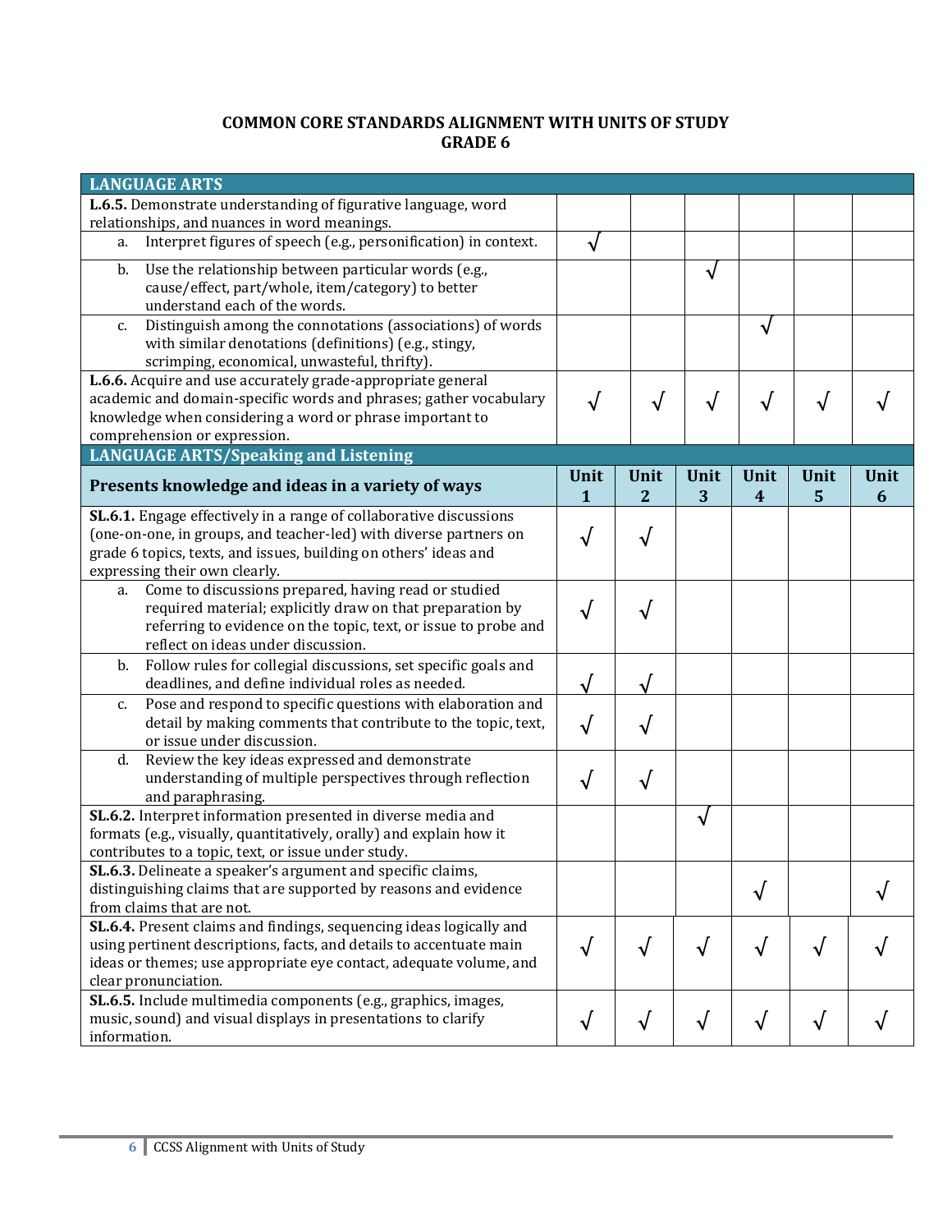**COMMON CORE STANDARDS ALIGNMENT WITH UNITS OF STUDY**
**GRADE 6**

| LANGUAGE ARTS | | | | | | |
|---|---|---|---|---|---|---|
| **L.6.5.** Demonstrate understanding of figurative language, word relationships, and nuances in word meanings. | | | | | | |
| a. Interpret figures of speech (e.g., personification) in context. | √ | | | | | |
| b. Use the relationship between particular words (e.g., cause/effect, part/whole, item/category) to better understand each of the words. | | | √ | | | |
| c. Distinguish among the connotations (associations) of words with similar denotations (definitions) (e.g., stingy, scrimping, economical, unwasteful, thrifty). | | | | √ | | |
| **L.6.6.** Acquire and use accurately grade-appropriate general academic and domain-specific words and phrases; gather vocabulary knowledge when considering a word or phrase important to comprehension or expression. | √ | √ | √ | √ | √ | √ |
| **LANGUAGE ARTS/Speaking and Listening** | | | | | | |
| **Presents knowledge and ideas in a variety of ways** | **Unit 1** | **Unit 2** | **Unit 3** | **Unit 4** | **Unit 5** | **Unit 6** |
| **SL.6.1.** Engage effectively in a range of collaborative discussions (one-on-one, in groups, and teacher-led) with diverse partners on grade 6 topics, texts, and issues, building on others' ideas and expressing their own clearly. | √ | √ | | | | |
| a. Come to discussions prepared, having read or studied required material; explicitly draw on that preparation by referring to evidence on the topic, text, or issue to probe and reflect on ideas under discussion. | √ | √ | | | | |
| b. Follow rules for collegial discussions, set specific goals and deadlines, and define individual roles as needed. | √ | √ | | | | |
| c. Pose and respond to specific questions with elaboration and detail by making comments that contribute to the topic, text, or issue under discussion. | √ | √ | | | | |
| d. Review the key ideas expressed and demonstrate understanding of multiple perspectives through reflection and paraphrasing. | √ | √ | | | | |
| **SL.6.2.** Interpret information presented in diverse media and formats (e.g., visually, quantitatively, orally) and explain how it contributes to a topic, text, or issue under study. | | | √ | | | |
| **SL.6.3.** Delineate a speaker's argument and specific claims, distinguishing claims that are supported by reasons and evidence from claims that are not. | | | | √ | | √ |
| **SL.6.4.** Present claims and findings, sequencing ideas logically and using pertinent descriptions, facts, and details to accentuate main ideas or themes; use appropriate eye contact, adequate volume, and clear pronunciation. | √ | √ | √ | √ | √ | √ |
| **SL.6.5.** Include multimedia components (e.g., graphics, images, music, sound) and visual displays in presentations to clarify information. | √ | √ | √ | √ | √ | √ |